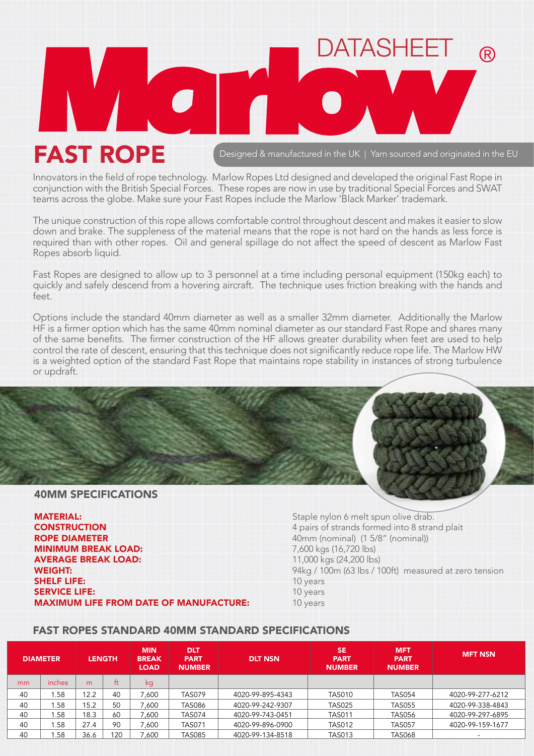# Marlow DATASHEET ®

# FAST ROPE

Designed & manufactured in the UK | Yarn sourced and originated in the EU

Innovators in the field of rope technology. Marlow Ropes Ltd designed and developed the original Fast Rope in conjunction with the British Special Forces. These ropes are now in use by traditional Special Forces and SWAT teams across the globe. Make sure your Fast Ropes include the Marlow 'Black Marker' trademark.

The unique construction of this rope allows comfortable control throughout descent and makes it easier to slow down and brake. The suppleness of the material means that the rope is not hard on the hands as less force is required than with other ropes. Oil and general spillage do not affect the speed of descent as Marlow Fast Ropes absorb liquid.

Fast Ropes are designed to allow up to 3 personnel at a time including personal equipment (150kg each) to quickly and safely descend from a hovering aircraft. The technique uses friction breaking with the hands and feet.

Options include the standard 40mm diameter as well as a smaller 32mm diameter. Additionally the Marlow HF is a firmer option which has the same 40mm nominal diameter as our standard Fast Rope and shares many of the same benefits. The firmer construction of the HF allows greater durability when feet are used to help control the rate of descent, ensuring that this technique does not significantly reduce rope life. The Marlow HW is a weighted option of the standard Fast Rope that maintains rope stability in instances of strong turbulence or updraft.

## 40MM SPECIFICATIONS

**MATERIAL:** Staple nylon 6 melt spun olive drab.
**CONSTRUCTION** 4 pairs of strands formed into 8 strand plait
**ROPE DIAMETER** 40mm (nominal) (1 5/8" (nominal))
**MINIMUM BREAK LOAD:** 7,600 kgs (16,720 lbs)
**AVERAGE BREAK LOAD:** 11,000 kgs (24,200 lbs)
**WEIGHT:** 94kg / 100m (63 lbs / 100ft) measured at zero tension
**SHELF LIFE:** 10 years
**SERVICE LIFE:** 10 years
**MAXIMUM LIFE FROM DATE OF MANUFACTURE:** 10 years

## FAST ROPES STANDARD 40MM STANDARD SPECIFICATIONS

| DIAMETER | | LENGTH | | MIN BREAK LOAD | DLT PART NUMBER | DLT NSN | SE PART NUMBER | MFT PART NUMBER | MFT NSN |
|---|---|---|---|---|---|---|---|---|---|
| mm | inches | m | ft | kg | | | | | |
| 40 | 1.58 | 12.2 | 40 | 7,600 | TAS079 | 4020-99-895-4343 | TAS010 | TAS054 | 4020-99-277-6212 |
| 40 | 1.58 | 15.2 | 50 | 7,600 | TAS086 | 4020-99-242-9307 | TAS025 | TAS055 | 4020-99-338-4843 |
| 40 | 1.58 | 18.3 | 60 | 7,600 | TAS074 | 4020-99-743-0451 | TAS011 | TAS056 | 4020-99-297-6895 |
| 40 | 1.58 | 27.4 | 90 | 7,600 | TAS071 | 4020-99-896-0900 | TAS012 | TAS057 | 4020-99-159-1677 |
| 40 | 1.58 | 36.6 | 120 | 7,600 | TAS085 | 4020-99-134-8518 | TAS013 | TAS068 | - |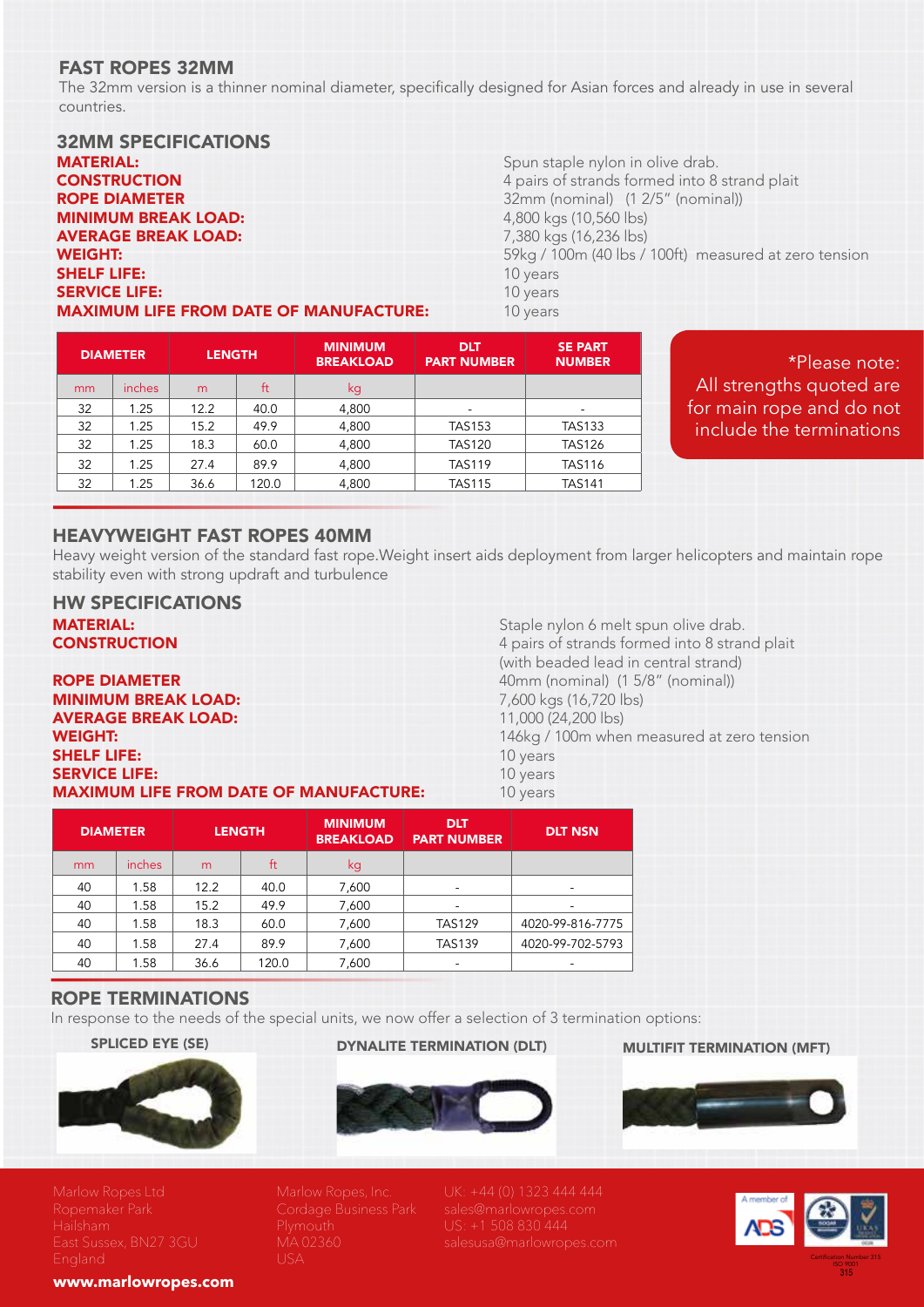## FAST ROPES 32MM

The 32mm version is a thinner nominal diameter, specifically designed for Asian forces and already in use in several countries.

### 32MM SPECIFICATIONS

**MATERIAL:** Spun staple nylon in olive drab.
**CONSTRUCTION** 4 pairs of strands formed into 8 strand plait
**ROPE DIAMETER** 32mm (nominal) (1 2/5" (nominal))
**MINIMUM BREAK LOAD:** 4,800 kgs (10,560 lbs)
**AVERAGE BREAK LOAD:** 7,380 kgs (16,236 lbs)
**WEIGHT:** 59kg / 100m (40 lbs / 100ft) measured at zero tension
**SHELF LIFE:** 10 years
**SERVICE LIFE:** 10 years
**MAXIMUM LIFE FROM DATE OF MANUFACTURE:** 10 years

| DIAMETER | | LENGTH | | MINIMUM BREAKLOAD | DLT PART NUMBER | SE PART NUMBER |
|---|---|---|---|---|---|---|
| mm | inches | m | ft | kg | | |
| 32 | 1.25 | 12.2 | 40.0 | 4,800 | - | - |
| 32 | 1.25 | 15.2 | 49.9 | 4,800 | TAS153 | TAS133 |
| 32 | 1.25 | 18.3 | 60.0 | 4,800 | TAS120 | TAS126 |
| 32 | 1.25 | 27.4 | 89.9 | 4,800 | TAS119 | TAS116 |
| 32 | 1.25 | 36.6 | 120.0 | 4,800 | TAS115 | TAS141 |

*Please note: All strengths quoted are for main rope and do not include the terminations

## HEAVYWEIGHT FAST ROPES 40MM

Heavy weight version of the standard fast rope.Weight insert aids deployment from larger helicopters and maintain rope stability even with strong updraft and turbulence

### HW SPECIFICATIONS

**MATERIAL:** Staple nylon 6 melt spun olive drab.
**CONSTRUCTION** 4 pairs of strands formed into 8 strand plait (with beaded lead in central strand)
**ROPE DIAMETER** 40mm (nominal) (1 5/8" (nominal))
**MINIMUM BREAK LOAD:** 7,600 kgs (16,720 lbs)
**AVERAGE BREAK LOAD:** 11,000 (24,200 lbs)
**WEIGHT:** 146kg / 100m when measured at zero tension
**SHELF LIFE:** 10 years
**SERVICE LIFE:** 10 years
**MAXIMUM LIFE FROM DATE OF MANUFACTURE:** 10 years

| DIAMETER | | LENGTH | | MINIMUM BREAKLOAD | DLT PART NUMBER | DLT NSN |
|---|---|---|---|---|---|---|
| mm | inches | m | ft | kg | | |
| 40 | 1.58 | 12.2 | 40.0 | 7,600 | - | - |
| 40 | 1.58 | 15.2 | 49.9 | 7,600 | - | - |
| 40 | 1.58 | 18.3 | 60.0 | 7,600 | TAS129 | 4020-99-816-7775 |
| 40 | 1.58 | 27.4 | 89.9 | 7,600 | TAS139 | 4020-99-702-5793 |
| 40 | 1.58 | 36.6 | 120.0 | 7,600 | - | - |

## ROPE TERMINATIONS

In response to the needs of the special units, we now offer a selection of 3 termination options:

**SPLICED EYE (SE)**

**DYNALITE TERMINATION (DLT)**

**MULTIFIT TERMINATION (MFT)**

Marlow Ropes Ltd
Ropemaker Park
Hailsham
East Sussex, BN27 3GU
England

Marlow Ropes, Inc.
Cordage Business Park
Plymouth
MA 02360
USA

UK: +44 (0) 1323 444 444
sales@marlowropes.com
US: +1 508 830 444
salesusa@marlowropes.com

**www.marlowropes.com**